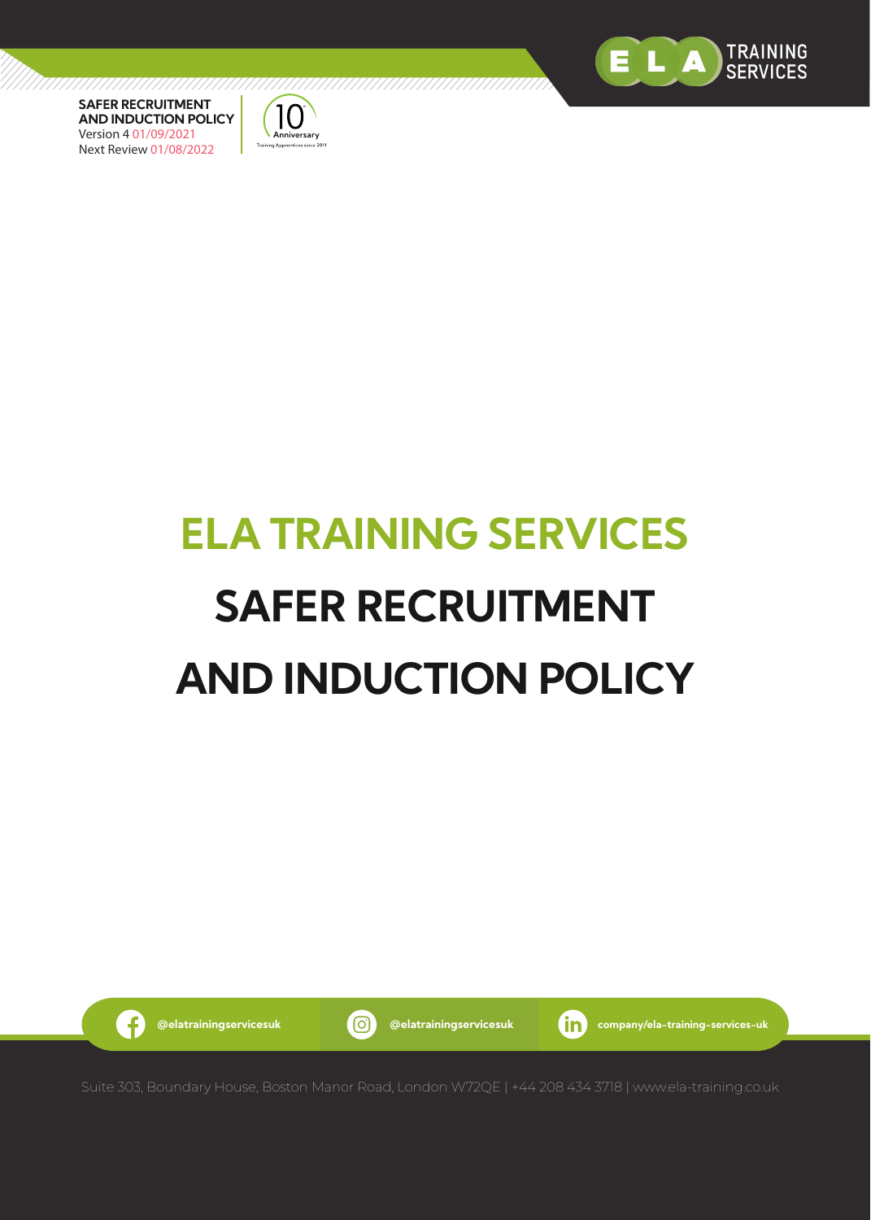SAFER RECRUITMENT AND INDUCTION POLICY
Version 4 01/09/2021
Next Review 01/08/2022

# ELA TRAINING SERVICES

# SAFER RECRUITMENT AND INDUCTION POLICY

@elatrainingservicesuk @elatrainingservicesuk company/ela-training-services-uk

Suite 303, Boundary House, Boston Manor Road, London W72QE | +44 208 434 3718 | www.ela-training.co.uk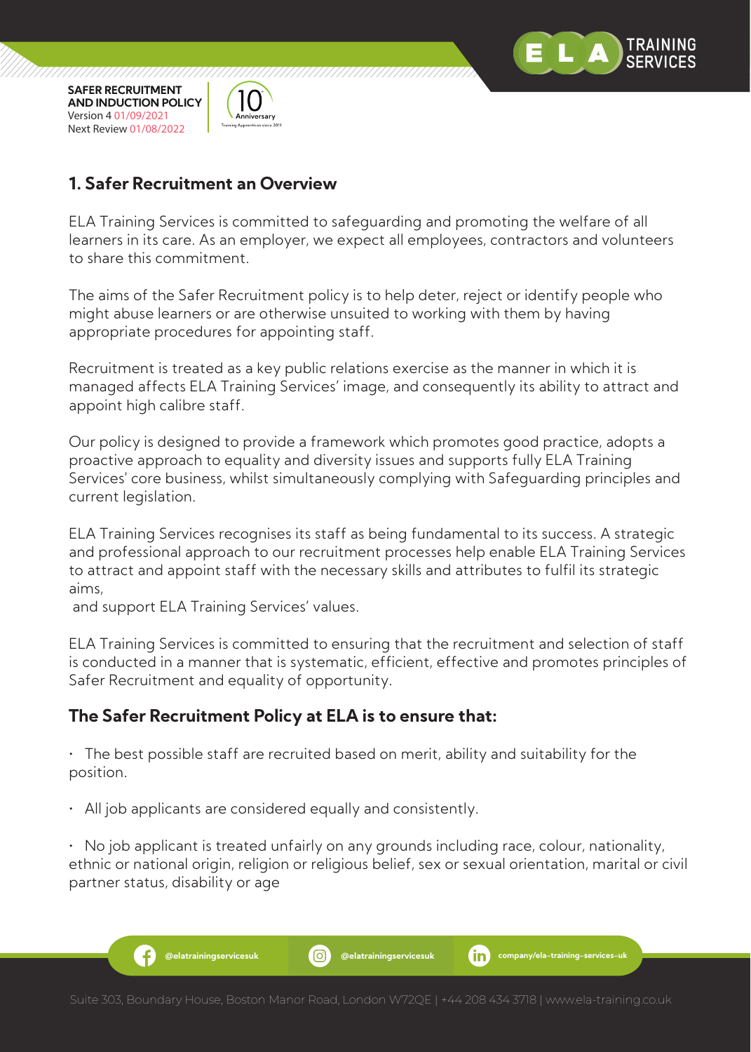## 1. Safer Recruitment an Overview

ELA Training Services is committed to safeguarding and promoting the welfare of all learners in its care. As an employer, we expect all employees, contractors and volunteers to share this commitment.

The aims of the Safer Recruitment policy is to help deter, reject or identify people who might abuse learners or are otherwise unsuited to working with them by having appropriate procedures for appointing staff.

Recruitment is treated as a key public relations exercise as the manner in which it is managed affects ELA Training Services' image, and consequently its ability to attract and appoint high calibre staff.

Our policy is designed to provide a framework which promotes good practice, adopts a proactive approach to equality and diversity issues and supports fully ELA Training Services' core business, whilst simultaneously complying with Safeguarding principles and current legislation.

ELA Training Services recognises its staff as being fundamental to its success. A strategic and professional approach to our recruitment processes help enable ELA Training Services to attract and appoint staff with the necessary skills and attributes to fulfil its strategic aims,
and support ELA Training Services' values.

ELA Training Services is committed to ensuring that the recruitment and selection of staff is conducted in a manner that is systematic, efficient, effective and promotes principles of Safer Recruitment and equality of opportunity.

### The Safer Recruitment Policy at ELA is to ensure that:

- The best possible staff are recruited based on merit, ability and suitability for the position.
- All job applicants are considered equally and consistently.
- No job applicant is treated unfairly on any grounds including race, colour, nationality, ethnic or national origin, religion or religious belief, sex or sexual orientation, marital or civil partner status, disability or age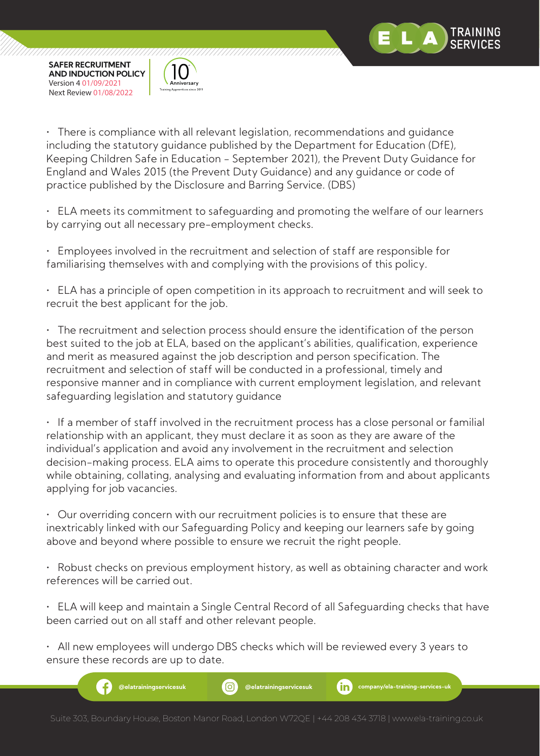- There is compliance with all relevant legislation, recommendations and guidance including the statutory guidance published by the Department for Education (DfE), Keeping Children Safe in Education – September 2021), the Prevent Duty Guidance for England and Wales 2015 (the Prevent Duty Guidance) and any guidance or code of practice published by the Disclosure and Barring Service. (DBS)

- ELA meets its commitment to safeguarding and promoting the welfare of our learners by carrying out all necessary pre-employment checks.

- Employees involved in the recruitment and selection of staff are responsible for familiarising themselves with and complying with the provisions of this policy.

- ELA has a principle of open competition in its approach to recruitment and will seek to recruit the best applicant for the job.

- The recruitment and selection process should ensure the identification of the person best suited to the job at ELA, based on the applicant's abilities, qualification, experience and merit as measured against the job description and person specification. The recruitment and selection of staff will be conducted in a professional, timely and responsive manner and in compliance with current employment legislation, and relevant safeguarding legislation and statutory guidance

- If a member of staff involved in the recruitment process has a close personal or familial relationship with an applicant, they must declare it as soon as they are aware of the individual's application and avoid any involvement in the recruitment and selection decision-making process. ELA aims to operate this procedure consistently and thoroughly while obtaining, collating, analysing and evaluating information from and about applicants applying for job vacancies.

- Our overriding concern with our recruitment policies is to ensure that these are inextricably linked with our Safeguarding Policy and keeping our learners safe by going above and beyond where possible to ensure we recruit the right people.

- Robust checks on previous employment history, as well as obtaining character and work references will be carried out.

- ELA will keep and maintain a Single Central Record of all Safeguarding checks that have been carried out on all staff and other relevant people.

- All new employees will undergo DBS checks which will be reviewed every 3 years to ensure these records are up to date.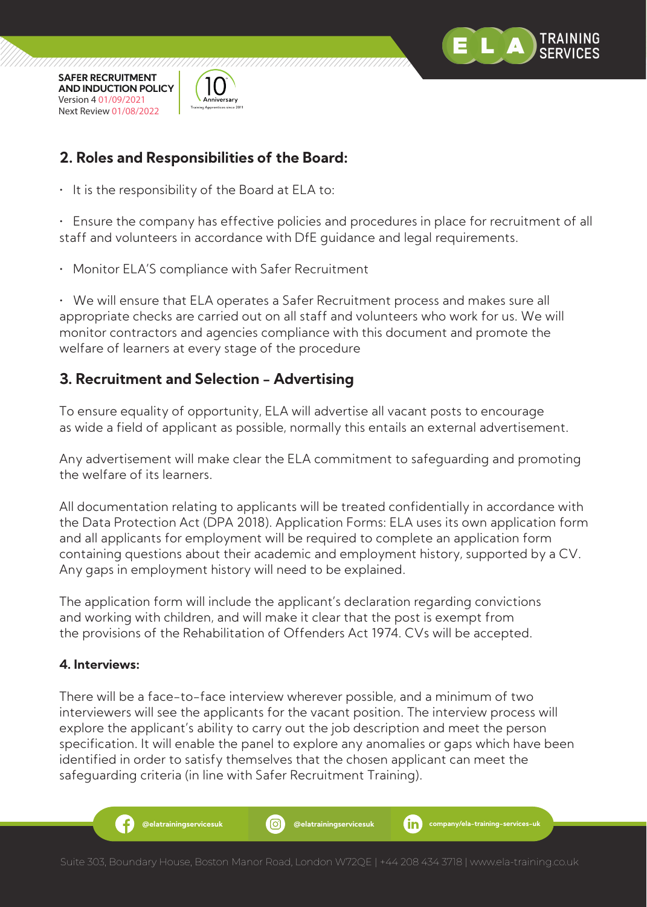## 2. Roles and Responsibilities of the Board:

- It is the responsibility of the Board at ELA to:
- Ensure the company has effective policies and procedures in place for recruitment of all staff and volunteers in accordance with DfE guidance and legal requirements.
- Monitor ELA'S compliance with Safer Recruitment
- We will ensure that ELA operates a Safer Recruitment process and makes sure all appropriate checks are carried out on all staff and volunteers who work for us. We will monitor contractors and agencies compliance with this document and promote the welfare of learners at every stage of the procedure

## 3. Recruitment and Selection – Advertising

To ensure equality of opportunity, ELA will advertise all vacant posts to encourage as wide a field of applicant as possible, normally this entails an external advertisement.

Any advertisement will make clear the ELA commitment to safeguarding and promoting the welfare of its learners.

All documentation relating to applicants will be treated confidentially in accordance with the Data Protection Act (DPA 2018). Application Forms: ELA uses its own application form and all applicants for employment will be required to complete an application form containing questions about their academic and employment history, supported by a CV. Any gaps in employment history will need to be explained.

The application form will include the applicant's declaration regarding convictions and working with children, and will make it clear that the post is exempt from the provisions of the Rehabilitation of Offenders Act 1974. CVs will be accepted.

### 4. Interviews:

There will be a face-to-face interview wherever possible, and a minimum of two interviewers will see the applicants for the vacant position. The interview process will explore the applicant's ability to carry out the job description and meet the person specification. It will enable the panel to explore any anomalies or gaps which have been identified in order to satisfy themselves that the chosen applicant can meet the safeguarding criteria (in line with Safer Recruitment Training).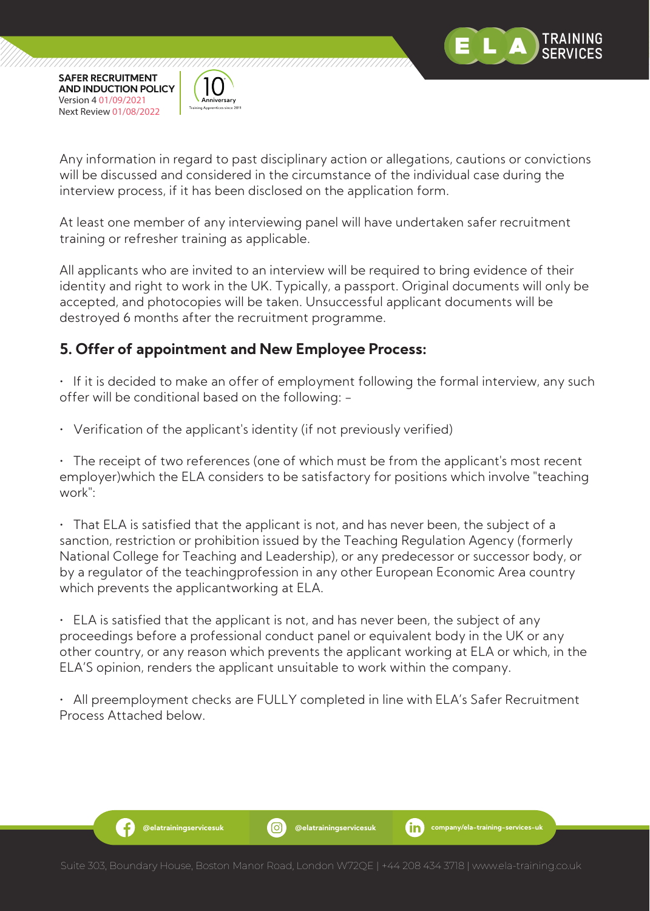Any information in regard to past disciplinary action or allegations, cautions or convictions will be discussed and considered in the circumstance of the individual case during the interview process, if it has been disclosed on the application form.

At least one member of any interviewing panel will have undertaken safer recruitment training or refresher training as applicable.

All applicants who are invited to an interview will be required to bring evidence of their identity and right to work in the UK. Typically, a passport. Original documents will only be accepted, and photocopies will be taken. Unsuccessful applicant documents will be destroyed 6 months after the recruitment programme.

## 5. Offer of appointment and New Employee Process:

- If it is decided to make an offer of employment following the formal interview, any such offer will be conditional based on the following: –

- Verification of the applicant's identity (if not previously verified)

- The receipt of two references (one of which must be from the applicant's most recent employer)which the ELA considers to be satisfactory for positions which involve "teaching work":

- That ELA is satisfied that the applicant is not, and has never been, the subject of a sanction, restriction or prohibition issued by the Teaching Regulation Agency (formerly National College for Teaching and Leadership), or any predecessor or successor body, or by a regulator of the teachingprofession in any other European Economic Area country which prevents the applicantworking at ELA.

- ELA is satisfied that the applicant is not, and has never been, the subject of any proceedings before a professional conduct panel or equivalent body in the UK or any other country, or any reason which prevents the applicant working at ELA or which, in the ELA'S opinion, renders the applicant unsuitable to work within the company.

- All preemployment checks are FULLY completed in line with ELA's Safer Recruitment Process Attached below.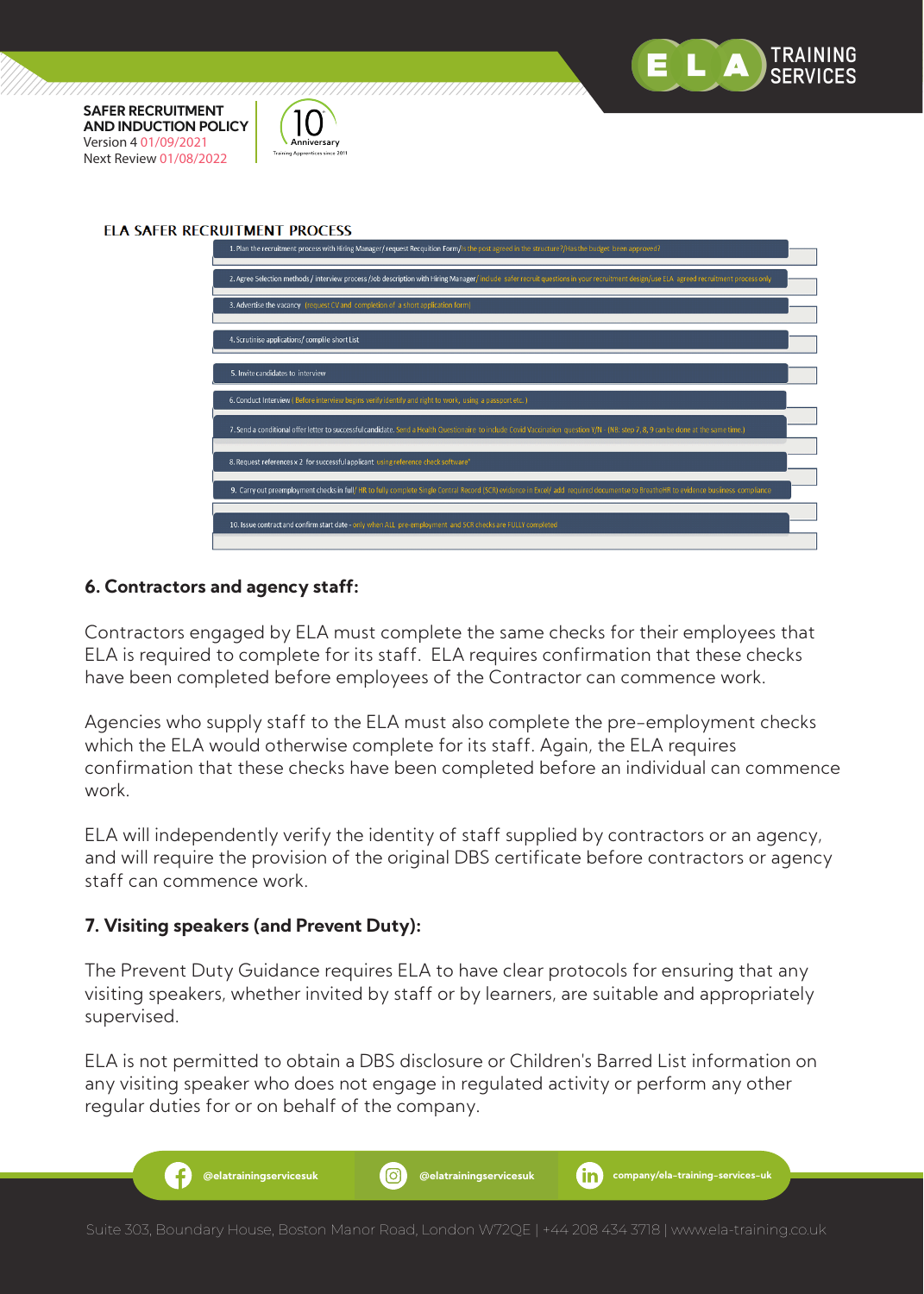## ELA SAFER RECRUITMENT PROCESS

1. Plan the recruitment process with Hiring Manager/ request Requsition Form/ Is the post agreed in the structure?/Has the budget been approved?
2. Agree Selection methods / interview process /Job description with Hiring Manager/ include safer recruit questions in your recruitment design/use ELA agreed recruitment process only
3. Advertise the vacancy (request CV and completion of a short application form)
4. Scrutinise applications/ compile short List
5. Invite candidates to interview
6. Conduct Interview ( Before interview begins verify identify and right to work, using a passport etc..)
7. Send a conditional offer letter to successful candidate. Send a Health Questionaire to include Covid Vaccination question Y/N - (NB: step 7, 8, 9 can be done at the same time.)
8. Request references x 2 for successful applicant using reference check software*
9. Carry out preemployment checks in full/ HR to fully complete Single Central Record (SCR) evidence in Excel/ add required documentse to BreatheHR to evidence business compliance
10. Issue contract and confirm start date - only when ALL pre-employment and SCR checks are FULLY completed

### 6. Contractors and agency staff:

Contractors engaged by ELA must complete the same checks for their employees that ELA is required to complete for its staff. ELA requires confirmation that these checks have been completed before employees of the Contractor can commence work.

Agencies who supply staff to the ELA must also complete the pre-employment checks which the ELA would otherwise complete for its staff. Again, the ELA requires confirmation that these checks have been completed before an individual can commence work.

ELA will independently verify the identity of staff supplied by contractors or an agency, and will require the provision of the original DBS certificate before contractors or agency staff can commence work.

### 7. Visiting speakers (and Prevent Duty):

The Prevent Duty Guidance requires ELA to have clear protocols for ensuring that any visiting speakers, whether invited by staff or by learners, are suitable and appropriately supervised.

ELA is not permitted to obtain a DBS disclosure or Children's Barred List information on any visiting speaker who does not engage in regulated activity or perform any other regular duties for or on behalf of the company.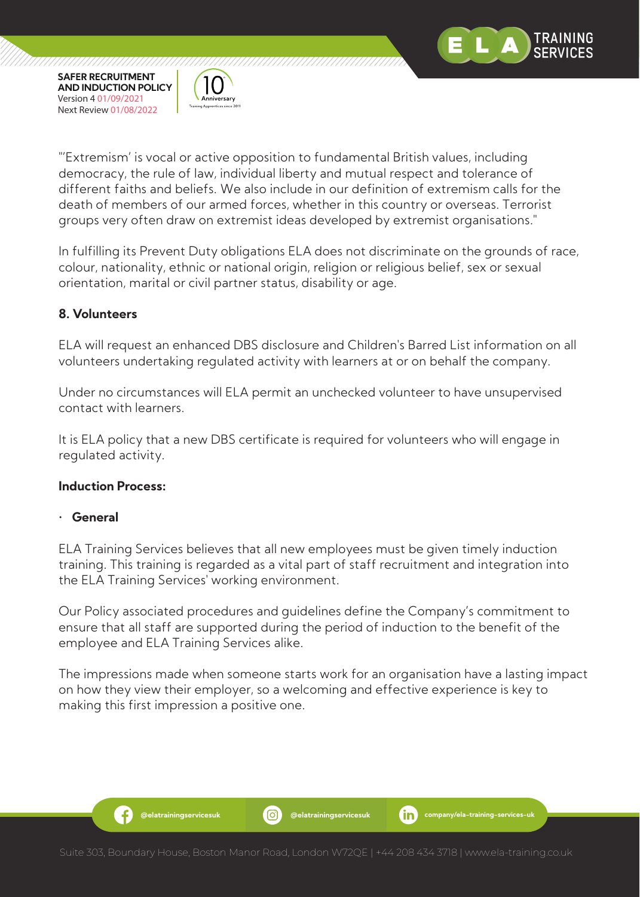"'Extremism' is vocal or active opposition to fundamental British values, including democracy, the rule of law, individual liberty and mutual respect and tolerance of different faiths and beliefs. We also include in our definition of extremism calls for the death of members of our armed forces, whether in this country or overseas. Terrorist groups very often draw on extremist ideas developed by extremist organisations."

In fulfilling its Prevent Duty obligations ELA does not discriminate on the grounds of race, colour, nationality, ethnic or national origin, religion or religious belief, sex or sexual orientation, marital or civil partner status, disability or age.

## 8. Volunteers

ELA will request an enhanced DBS disclosure and Children's Barred List information on all volunteers undertaking regulated activity with learners at or on behalf the company.

Under no circumstances will ELA permit an unchecked volunteer to have unsupervised contact with learners.

It is ELA policy that a new DBS certificate is required for volunteers who will engage in regulated activity.

**Induction Process:**

- **General**

ELA Training Services believes that all new employees must be given timely induction training. This training is regarded as a vital part of staff recruitment and integration into the ELA Training Services' working environment.

Our Policy associated procedures and guidelines define the Company's commitment to ensure that all staff are supported during the period of induction to the benefit of the employee and ELA Training Services alike.

The impressions made when someone starts work for an organisation have a lasting impact on how they view their employer, so a welcoming and effective experience is key to making this first impression a positive one.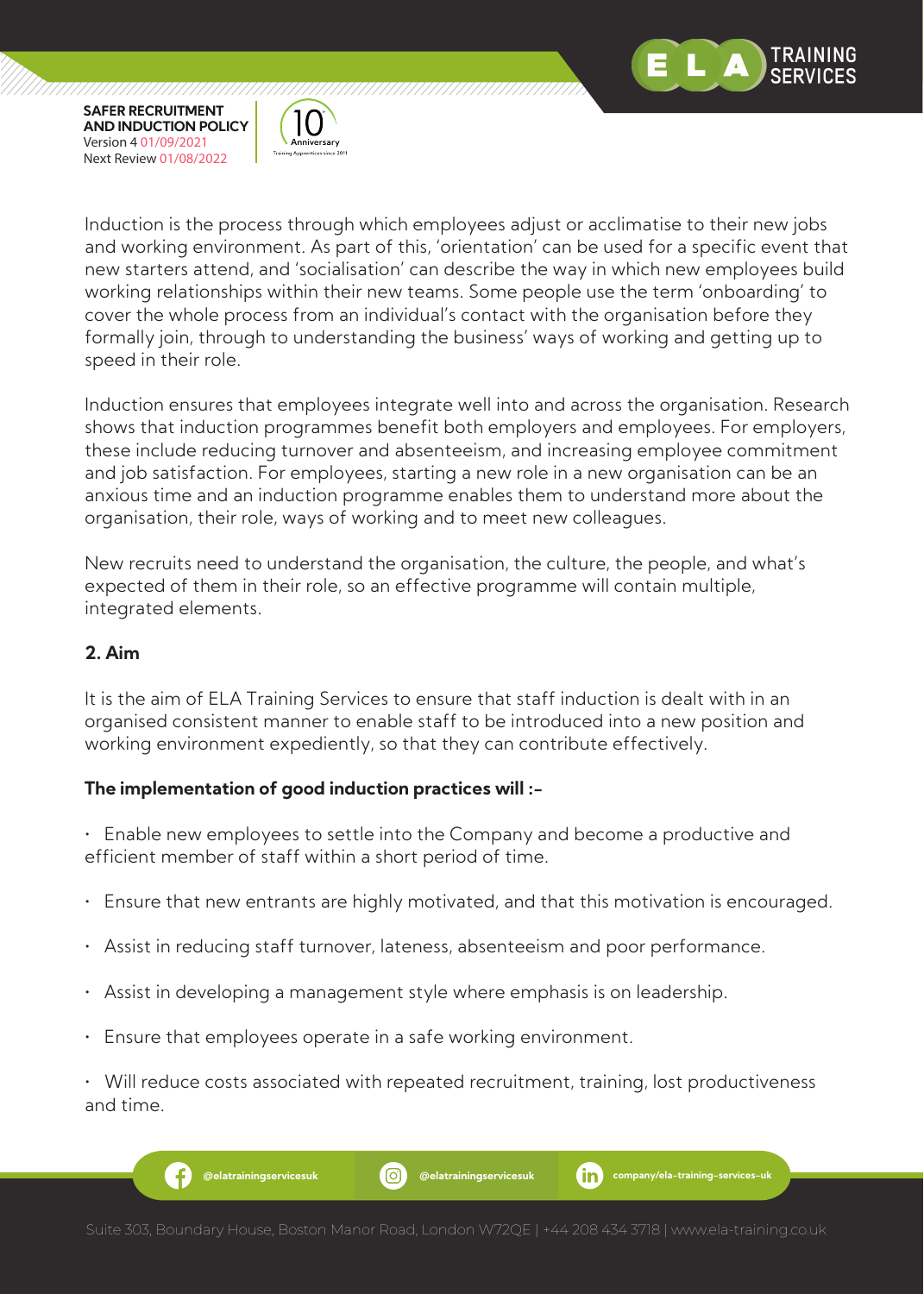Induction is the process through which employees adjust or acclimatise to their new jobs and working environment. As part of this, 'orientation' can be used for a specific event that new starters attend, and 'socialisation' can describe the way in which new employees build working relationships within their new teams. Some people use the term 'onboarding' to cover the whole process from an individual's contact with the organisation before they formally join, through to understanding the business' ways of working and getting up to speed in their role.

Induction ensures that employees integrate well into and across the organisation. Research shows that induction programmes benefit both employers and employees. For employers, these include reducing turnover and absenteeism, and increasing employee commitment and job satisfaction. For employees, starting a new role in a new organisation can be an anxious time and an induction programme enables them to understand more about the organisation, their role, ways of working and to meet new colleagues.

New recruits need to understand the organisation, the culture, the people, and what's expected of them in their role, so an effective programme will contain multiple, integrated elements.

## 2. Aim

It is the aim of ELA Training Services to ensure that staff induction is dealt with in an organised consistent manner to enable staff to be introduced into a new position and working environment expediently, so that they can contribute effectively.

**The implementation of good induction practices will :-**

- Enable new employees to settle into the Company and become a productive and efficient member of staff within a short period of time.
- Ensure that new entrants are highly motivated, and that this motivation is encouraged.
- Assist in reducing staff turnover, lateness, absenteeism and poor performance.
- Assist in developing a management style where emphasis is on leadership.
- Ensure that employees operate in a safe working environment.
- Will reduce costs associated with repeated recruitment, training, lost productiveness and time.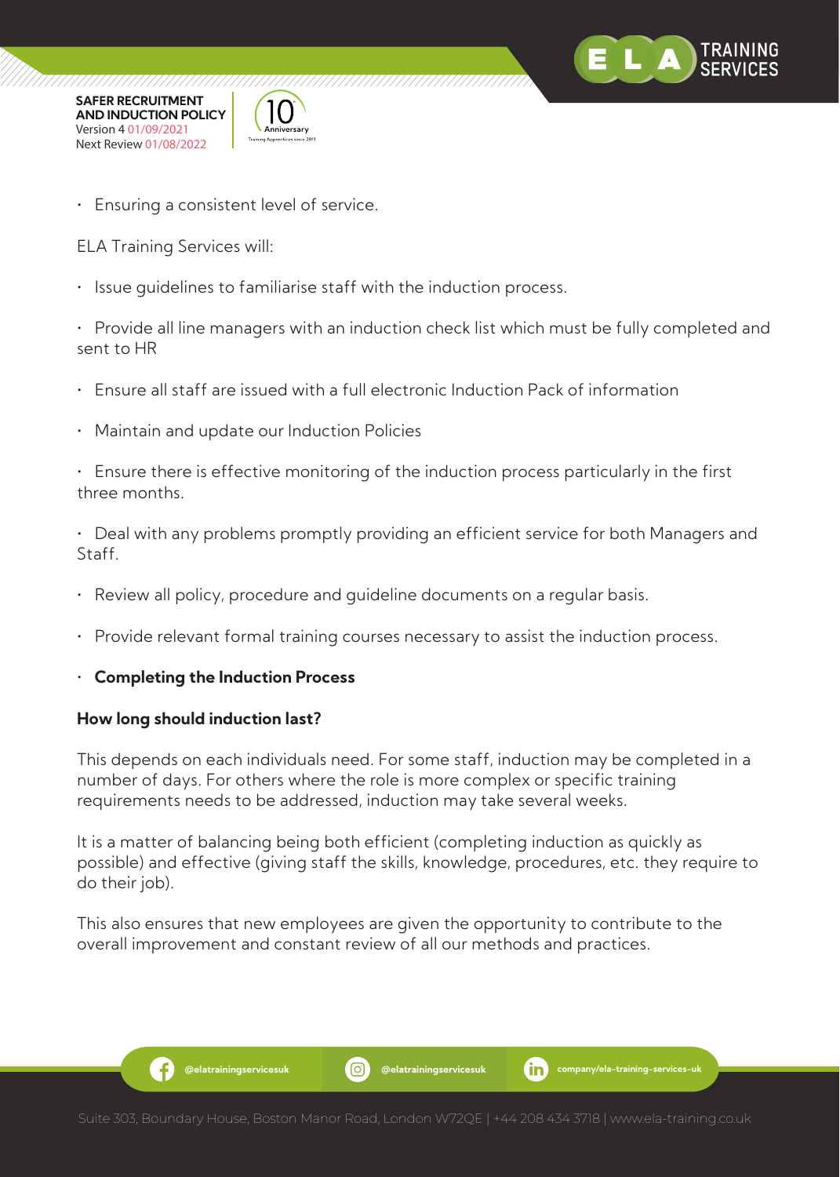- Ensuring a consistent level of service.

ELA Training Services will:

- Issue guidelines to familiarise staff with the induction process.
- Provide all line managers with an induction check list which must be fully completed and sent to HR
- Ensure all staff are issued with a full electronic Induction Pack of information
- Maintain and update our Induction Policies
- Ensure there is effective monitoring of the induction process particularly in the first three months.
- Deal with any problems promptly providing an efficient service for both Managers and Staff.
- Review all policy, procedure and guideline documents on a regular basis.
- Provide relevant formal training courses necessary to assist the induction process.
- **Completing the Induction Process**

**How long should induction last?**

This depends on each individuals need. For some staff, induction may be completed in a number of days. For others where the role is more complex or specific training requirements needs to be addressed, induction may take several weeks.

It is a matter of balancing being both efficient (completing induction as quickly as possible) and effective (giving staff the skills, knowledge, procedures, etc. they require to do their job).

This also ensures that new employees are given the opportunity to contribute to the overall improvement and constant review of all our methods and practices.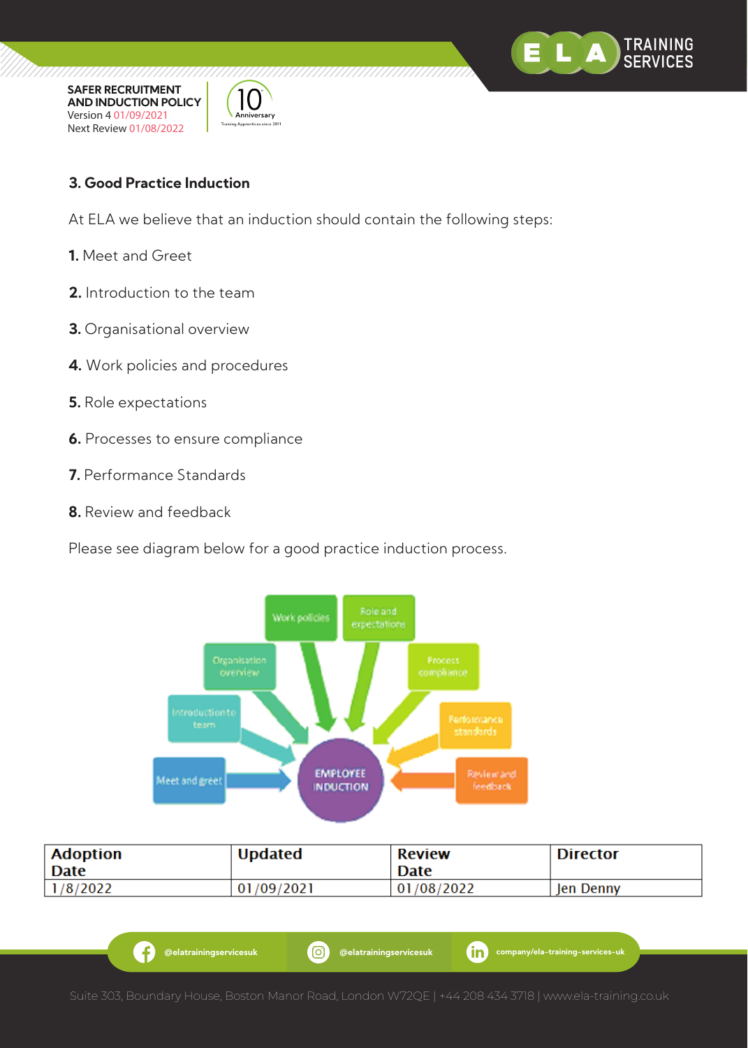### 3. Good Practice Induction

At ELA we believe that an induction should contain the following steps:

**1.** Meet and Greet

**2.** Introduction to the team

**3.** Organisational overview

**4.** Work policies and procedures

**5.** Role expectations

**6.** Processes to ensure compliance

**7.** Performance Standards

**8.** Review and feedback

Please see diagram below for a good practice induction process.

Work policies
Role and expectations
Organisation overview
Process compliance
Introduction to team
Performance standards
Meet and greet
EMPLOYEE INDUCTION
Review and feedback

| Adoption Date | Updated | Review Date | Director |
|---|---|---|---|
| 1/8/2022 | 01/09/2021 | 01/08/2022 | Jen Denny |